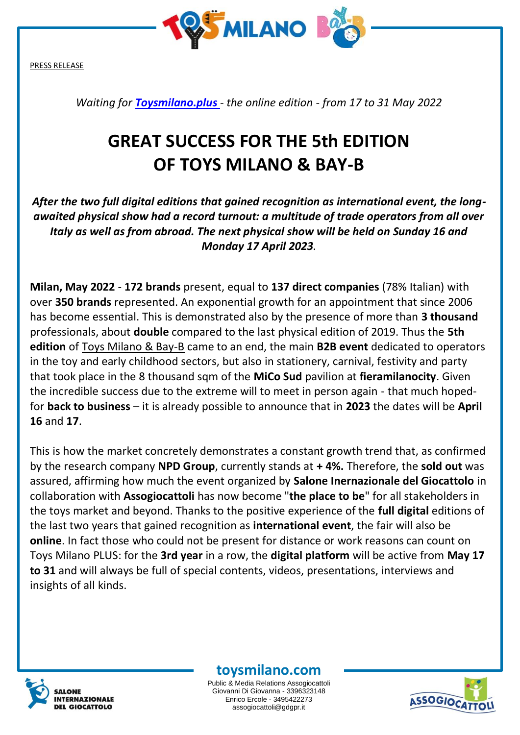PRESS RELEASE

*Waiting for **[Toysmilano.plus](Toysmilano.plus)** - the online edition - from 17 to 31 May 2022*

# GREAT SUCCESS FOR THE 5th EDITION OF TOYS MILANO & BAY-B

***After the two full digital editions that gained recognition as international event, the long-awaited physical show had a record turnout: a multitude of trade operators from all over Italy as well as from abroad. The next physical show will be held on Sunday 16 and Monday 17 April 2023.***

**Milan, May 2022** - **172 brands** present, equal to **137 direct companies** (78% Italian) with over **350 brands** represented. An exponential growth for an appointment that since 2006 has become essential. This is demonstrated also by the presence of more than **3 thousand** professionals, about **double** compared to the last physical edition of 2019. Thus the **5th edition** of Toys Milano & Bay-B came to an end, the main **B2B event** dedicated to operators in the toy and early childhood sectors, but also in stationery, carnival, festivity and party that took place in the 8 thousand sqm of the **MiCo Sud** pavilion at **fieramilanocity**. Given the incredible success due to the extreme will to meet in person again - that much hoped-for **back to business** – it is already possible to announce that in **2023** the dates will be **April 16** and **17**.

This is how the market concretely demonstrates a constant growth trend that, as confirmed by the research company **NPD Group**, currently stands at **+ 4%.** Therefore, the **sold out** was assured, affirming how much the event organized by **Salone Inernazionale del Giocattolo** in collaboration with **Assogiocattoli** has now become "**the place to be**" for all stakeholders in the toys market and beyond. Thanks to the positive experience of the **full digital** editions of the last two years that gained recognition as **international event**, the fair will also be **online**. In fact those who could not be present for distance or work reasons can count on Toys Milano PLUS: for the **3rd year** in a row, the **digital platform** will be active from **May 17 to 31** and will always be full of special contents, videos, presentations, interviews and insights of all kinds.

**toysmilano.com**

Public & Media Relations Assogiocattoli
Giovanni Di Giovanna - 3396323148
Enrico Ercole - 3495422273
assogiocattoli@gdgpr.it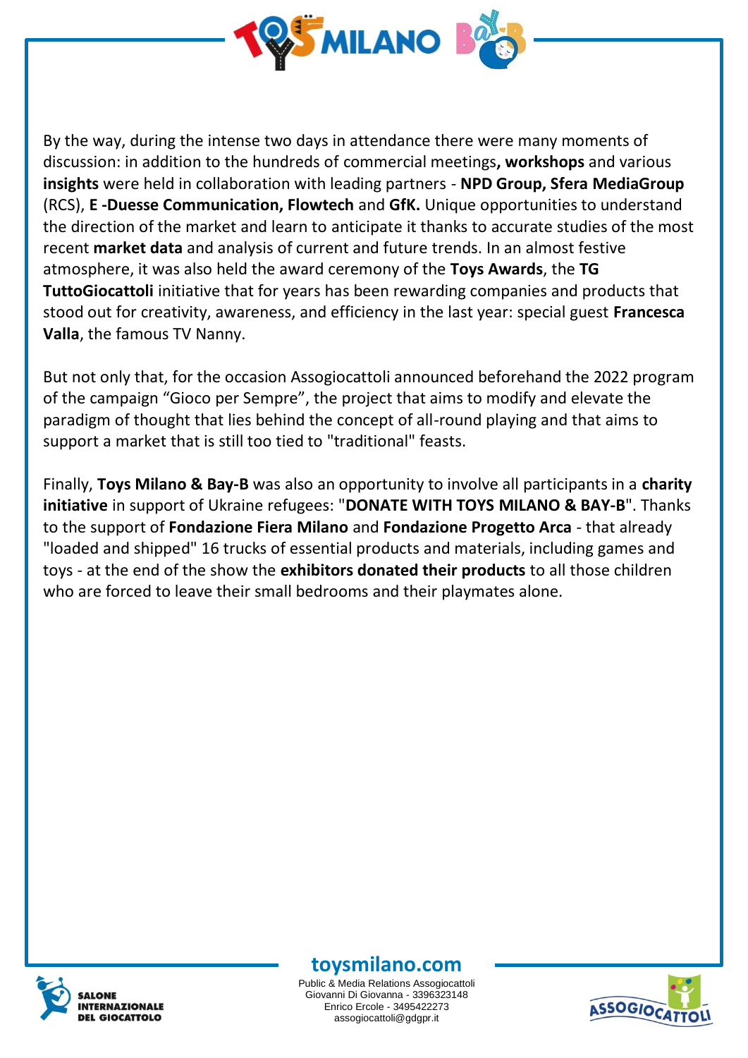By the way, during the intense two days in attendance there were many moments of discussion: in addition to the hundreds of commercial meetings**, workshops** and various **insights** were held in collaboration with leading partners - **NPD Group, Sfera MediaGroup** (RCS), **E -Duesse Communication, Flowtech** and **GfK.** Unique opportunities to understand the direction of the market and learn to anticipate it thanks to accurate studies of the most recent **market data** and analysis of current and future trends. In an almost festive atmosphere, it was also held the award ceremony of the **Toys Awards**, the **TG TuttoGiocattoli** initiative that for years has been rewarding companies and products that stood out for creativity, awareness, and efficiency in the last year: special guest **Francesca Valla**, the famous TV Nanny.

But not only that, for the occasion Assogiocattoli announced beforehand the 2022 program of the campaign "Gioco per Sempre", the project that aims to modify and elevate the paradigm of thought that lies behind the concept of all-round playing and that aims to support a market that is still too tied to "traditional" feasts.

Finally, **Toys Milano & Bay-B** was also an opportunity to involve all participants in a **charity initiative** in support of Ukraine refugees: "**DONATE WITH TOYS MILANO & BAY-B**". Thanks to the support of **Fondazione Fiera Milano** and **Fondazione Progetto Arca** - that already "loaded and shipped" 16 trucks of essential products and materials, including games and toys - at the end of the show the **exhibitors donated their products** to all those children who are forced to leave their small bedrooms and their playmates alone.

**toysmilano.com**

Public & Media Relations Assogiocattoli
Giovanni Di Giovanna - 3396323148
Enrico Ercole - 3495422273
assogiocattoli@gdgpr.it